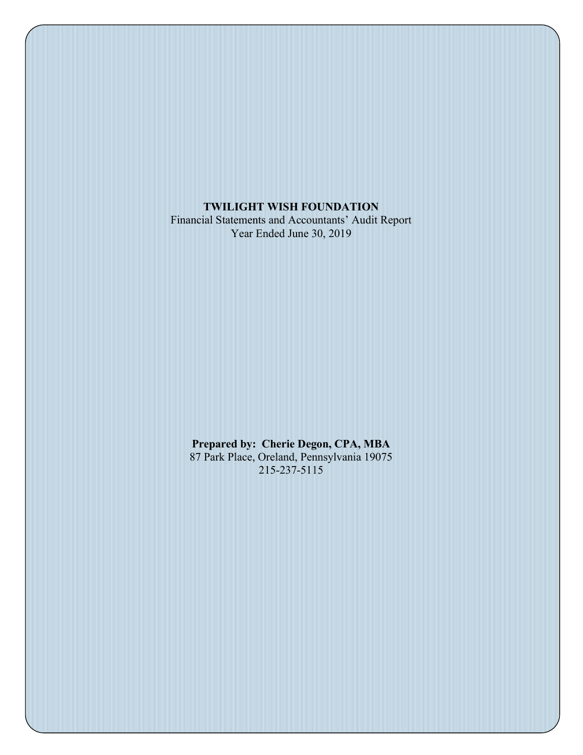**TWILIGHT WISH FOUNDATION**

Financial Statements and Accountants' Audit Report

Year Ended June 30, 2019

**Prepared by: Cherie Degon, CPA, MBA**

87 Park Place, Oreland, Pennsylvania 19075

215-237-5115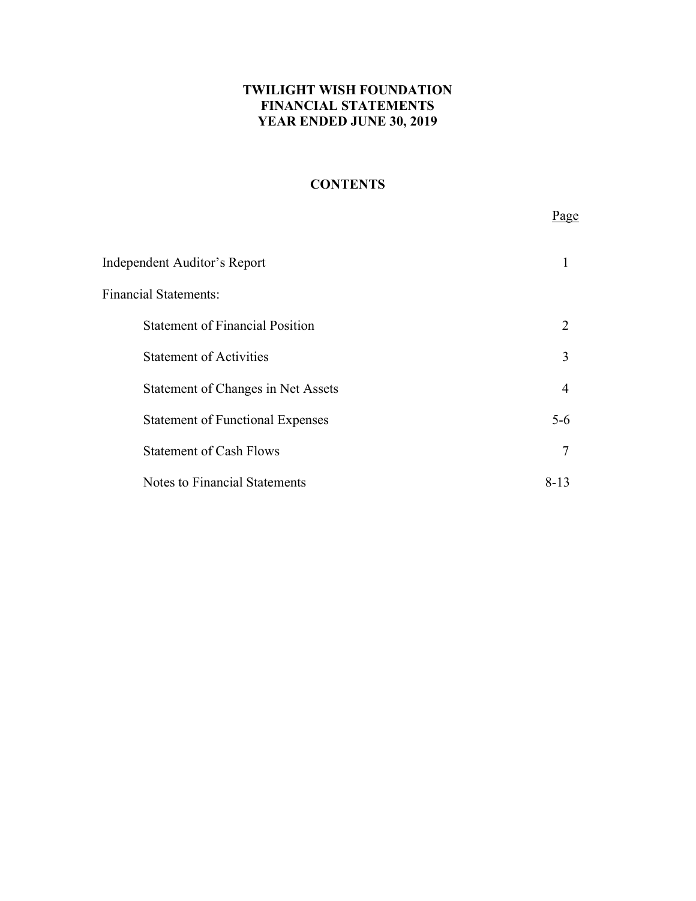**TWILIGHT WISH FOUNDATION**
**FINANCIAL STATEMENTS**
**YEAR ENDED JUNE 30, 2019**

**CONTENTS**

| | Page |
|---|---|
| Independent Auditor's Report | 1 |
| Financial Statements: | |
| Statement of Financial Position | 2 |
| Statement of Activities | 3 |
| Statement of Changes in Net Assets | 4 |
| Statement of Functional Expenses | 5-6 |
| Statement of Cash Flows | 7 |
| Notes to Financial Statements | 8-13 |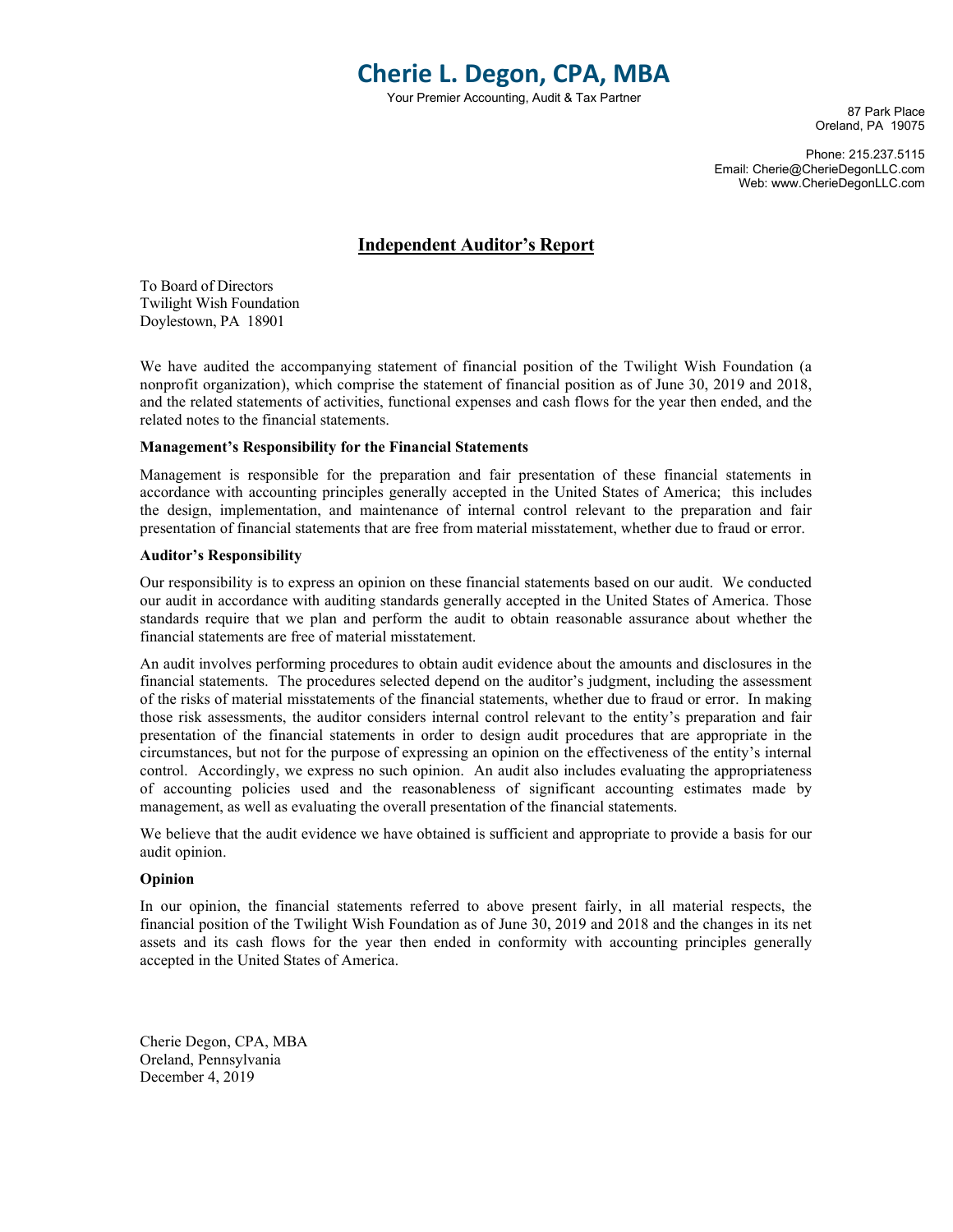# Cherie L. Degon, CPA, MBA

Your Premier Accounting, Audit & Tax Partner

87 Park Place
Oreland, PA 19075

Phone: 215.237.5115
Email: Cherie@CherieDegonLLC.com
Web: www.CherieDegonLLC.com

## Independent Auditor's Report

To Board of Directors
Twilight Wish Foundation
Doylestown, PA 18901

We have audited the accompanying statement of financial position of the Twilight Wish Foundation (a nonprofit organization), which comprise the statement of financial position as of June 30, 2019 and 2018, and the related statements of activities, functional expenses and cash flows for the year then ended, and the related notes to the financial statements.

**Management's Responsibility for the Financial Statements**

Management is responsible for the preparation and fair presentation of these financial statements in accordance with accounting principles generally accepted in the United States of America; this includes the design, implementation, and maintenance of internal control relevant to the preparation and fair presentation of financial statements that are free from material misstatement, whether due to fraud or error.

**Auditor's Responsibility**

Our responsibility is to express an opinion on these financial statements based on our audit. We conducted our audit in accordance with auditing standards generally accepted in the United States of America. Those standards require that we plan and perform the audit to obtain reasonable assurance about whether the financial statements are free of material misstatement.

An audit involves performing procedures to obtain audit evidence about the amounts and disclosures in the financial statements. The procedures selected depend on the auditor's judgment, including the assessment of the risks of material misstatements of the financial statements, whether due to fraud or error. In making those risk assessments, the auditor considers internal control relevant to the entity's preparation and fair presentation of the financial statements in order to design audit procedures that are appropriate in the circumstances, but not for the purpose of expressing an opinion on the effectiveness of the entity's internal control. Accordingly, we express no such opinion. An audit also includes evaluating the appropriateness of accounting policies used and the reasonableness of significant accounting estimates made by management, as well as evaluating the overall presentation of the financial statements.

We believe that the audit evidence we have obtained is sufficient and appropriate to provide a basis for our audit opinion.

**Opinion**

In our opinion, the financial statements referred to above present fairly, in all material respects, the financial position of the Twilight Wish Foundation as of June 30, 2019 and 2018 and the changes in its net assets and its cash flows for the year then ended in conformity with accounting principles generally accepted in the United States of America.

Cherie Degon, CPA, MBA
Oreland, Pennsylvania
December 4, 2019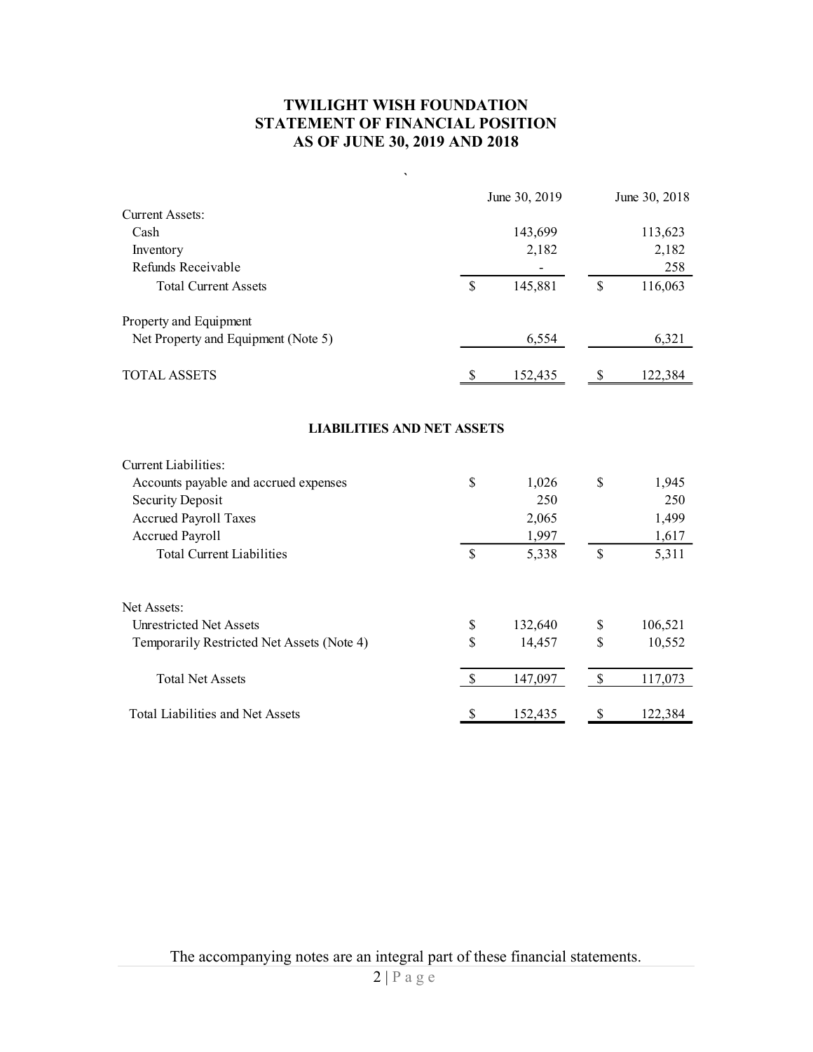# TWILIGHT WISH FOUNDATION
# STATEMENT OF FINANCIAL POSITION
# AS OF JUNE 30, 2019 AND 2018

| | June 30, 2019 | June 30, 2018 |
|---|---|---|
| **Current Assets:** | | |
| Cash | 143,699 | 113,623 |
| Inventory | 2,182 | 2,182 |
| Refunds Receivable | - | 258 |
| Total Current Assets | $ 145,881 | $ 116,063 |
| | | |
| **Property and Equipment** | | |
| Net Property and Equipment (Note 5) | 6,554 | 6,321 |
| | | |
| TOTAL ASSETS | $ 152,435 | $ 122,384 |

### LIABILITIES AND NET ASSETS

| | June 30, 2019 | June 30, 2018 |
|---|---|---|
| **Current Liabilities:** | | |
| Accounts payable and accrued expenses | $ 1,026 | $ 1,945 |
| Security Deposit | 250 | 250 |
| Accrued Payroll Taxes | 2,065 | 1,499 |
| Accrued Payroll | 1,997 | 1,617 |
| Total Current Liabilities | $ 5,338 | $ 5,311 |
| | | |
| **Net Assets:** | | |
| Unrestricted Net Assets | $ 132,640 | $ 106,521 |
| Temporarily Restricted Net Assets (Note 4) | $ 14,457 | $ 10,552 |
| | | |
| Total Net Assets | $ 147,097 | $ 117,073 |
| | | |
| Total Liabilities and Net Assets | $ 152,435 | $ 122,384 |

The accompanying notes are an integral part of these financial statements.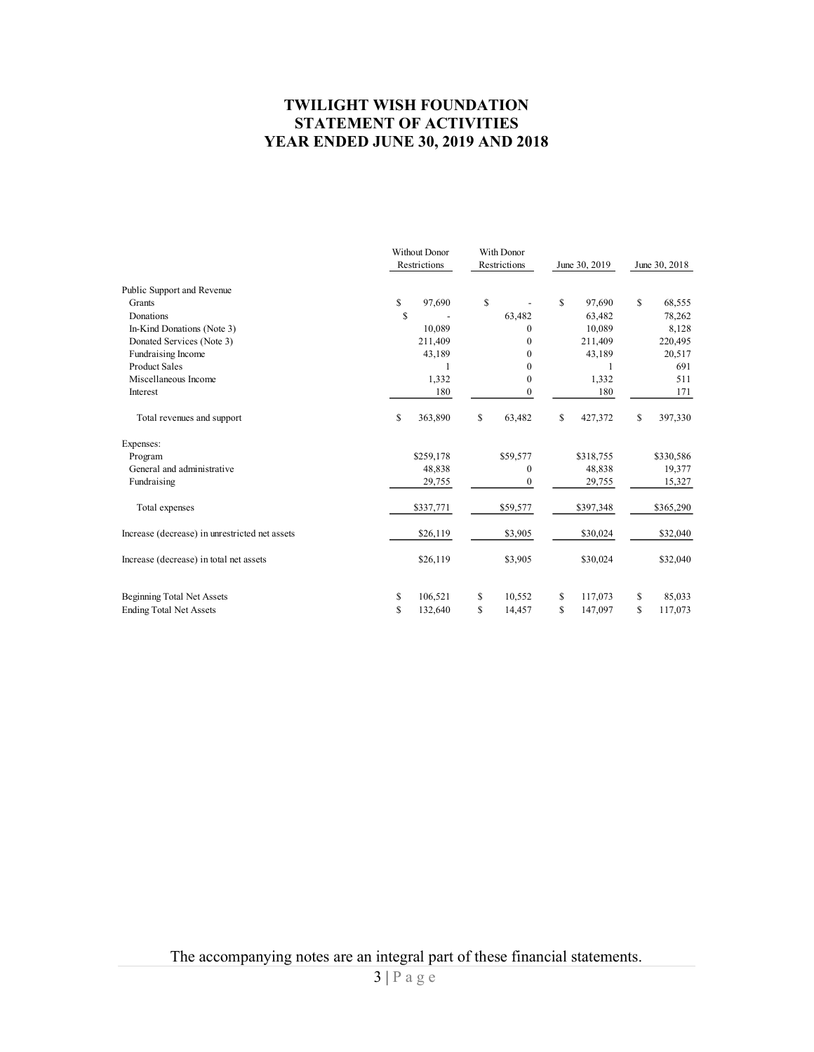# TWILIGHT WISH FOUNDATION
## STATEMENT OF ACTIVITIES
## YEAR ENDED JUNE 30, 2019 AND 2018

| | Without Donor Restrictions | With Donor Restrictions | June 30, 2019 | June 30, 2018 |
|---|---|---|---|---|
| Public Support and Revenue | | | | |
| Grants | $ 97,690 | $ - | $ 97,690 | $ 68,555 |
| Donations | $ - | 63,482 | 63,482 | 78,262 |
| In-Kind Donations (Note 3) | 10,089 | 0 | 10,089 | 8,128 |
| Donated Services (Note 3) | 211,409 | 0 | 211,409 | 220,495 |
| Fundraising Income | 43,189 | 0 | 43,189 | 20,517 |
| Product Sales | 1 | 0 | 1 | 691 |
| Miscellaneous Income | 1,332 | 0 | 1,332 | 511 |
| Interest | 180 | 0 | 180 | 171 |
| Total revenues and support | $ 363,890 | $ 63,482 | $ 427,372 | $ 397,330 |
| Expenses: | | | | |
| Program | $259,178 | $59,577 | $318,755 | $330,586 |
| General and administrative | 48,838 | 0 | 48,838 | 19,377 |
| Fundraising | 29,755 | 0 | 29,755 | 15,327 |
| Total expenses | $337,771 | $59,577 | $397,348 | $365,290 |
| Increase (decrease) in unrestricted net assets | $26,119 | $3,905 | $30,024 | $32,040 |
| Increase (decrease) in total net assets | $26,119 | $3,905 | $30,024 | $32,040 |
| Beginning Total Net Assets | $ 106,521 | $ 10,552 | $ 117,073 | $ 85,033 |
| Ending Total Net Assets | $ 132,640 | $ 14,457 | $ 147,097 | $ 117,073 |

The accompanying notes are an integral part of these financial statements.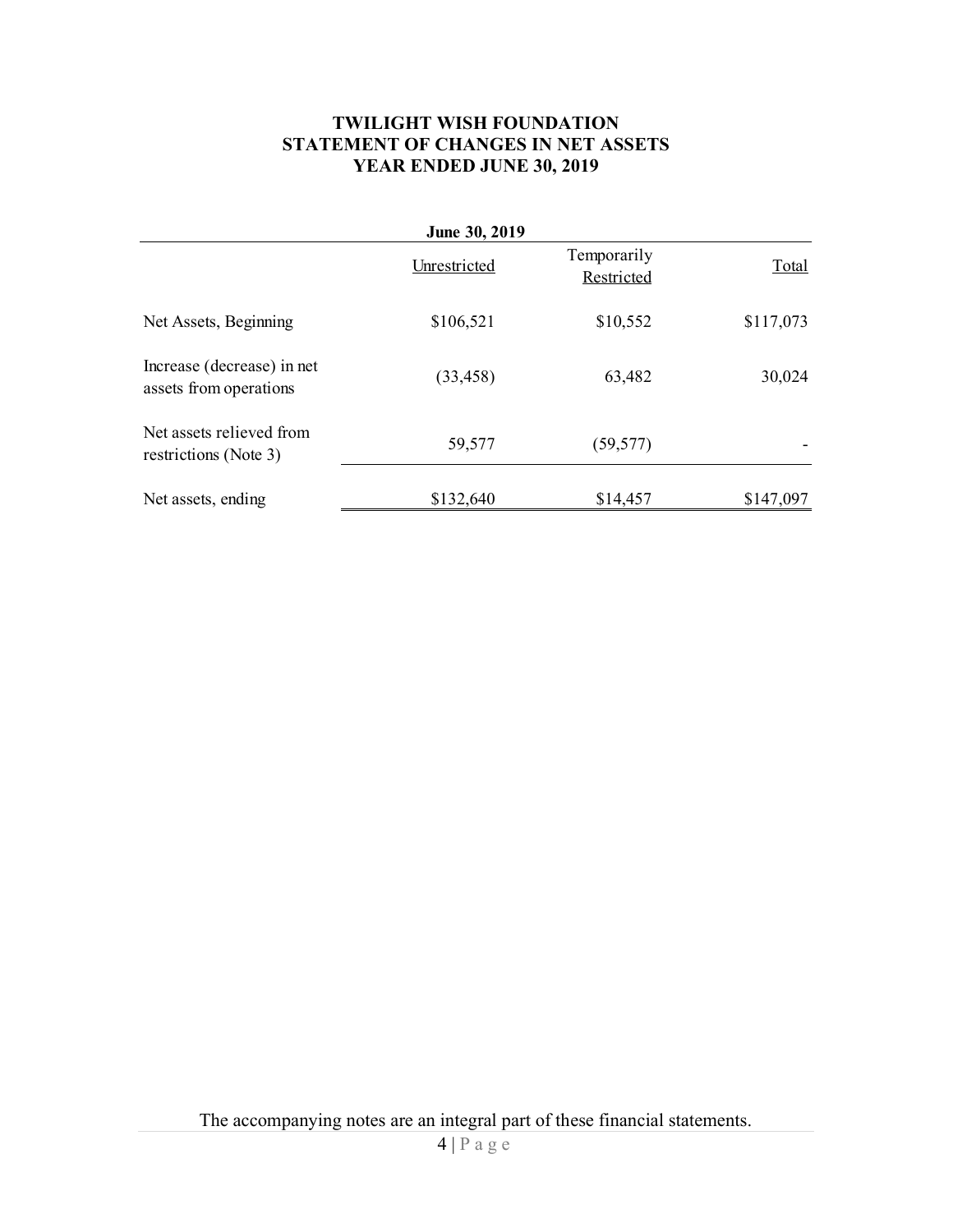# TWILIGHT WISH FOUNDATION
## STATEMENT OF CHANGES IN NET ASSETS
## YEAR ENDED JUNE 30, 2019

| | June 30, 2019 | | |
|---|---|---|---|
| | Unrestricted | Temporarily Restricted | Total |
| Net Assets, Beginning | $106,521 | $10,552 | $117,073 |
| Increase (decrease) in net assets from operations | (33,458) | 63,482 | 30,024 |
| Net assets relieved from restrictions (Note 3) | 59,577 | (59,577) | - |
| Net assets, ending | $132,640 | $14,457 | $147,097 |

The accompanying notes are an integral part of these financial statements.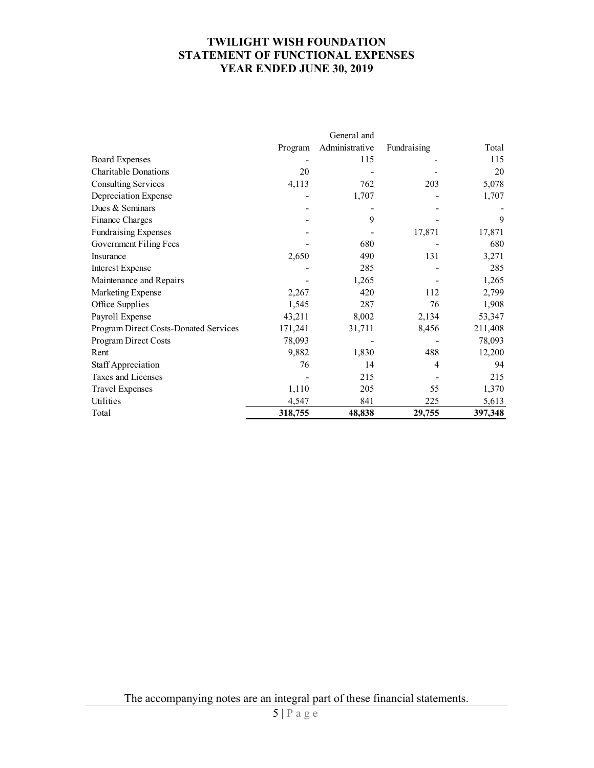# TWILIGHT WISH FOUNDATION
# STATEMENT OF FUNCTIONAL EXPENSES
# YEAR ENDED JUNE 30, 2019

| | Program | General and Administrative | Fundraising | Total |
|---|---|---|---|---|
| Board Expenses | - | 115 | - | 115 |
| Charitable Donations | 20 | - | - | 20 |
| Consulting Services | 4,113 | 762 | 203 | 5,078 |
| Depreciation Expense | - | 1,707 | - | 1,707 |
| Dues & Seminars | - | - | - | - |
| Finance Charges | - | 9 | - | 9 |
| Fundraising Expenses | - | - | 17,871 | 17,871 |
| Government Filing Fees | - | 680 | - | 680 |
| Insurance | 2,650 | 490 | 131 | 3,271 |
| Interest Expense | - | 285 | - | 285 |
| Maintenance and Repairs | - | 1,265 | - | 1,265 |
| Marketing Expense | 2,267 | 420 | 112 | 2,799 |
| Office Supplies | 1,545 | 287 | 76 | 1,908 |
| Payroll Expense | 43,211 | 8,002 | 2,134 | 53,347 |
| Program Direct Costs-Donated Services | 171,241 | 31,711 | 8,456 | 211,408 |
| Program Direct Costs | 78,093 | - | - | 78,093 |
| Rent | 9,882 | 1,830 | 488 | 12,200 |
| Staff Appreciation | 76 | 14 | 4 | 94 |
| Taxes and Licenses | - | 215 | - | 215 |
| Travel Expenses | 1,110 | 205 | 55 | 1,370 |
| Utilities | 4,547 | 841 | 225 | 5,613 |
| Total | **318,755** | **48,838** | **29,755** | **397,348** |

The accompanying notes are an integral part of these financial statements.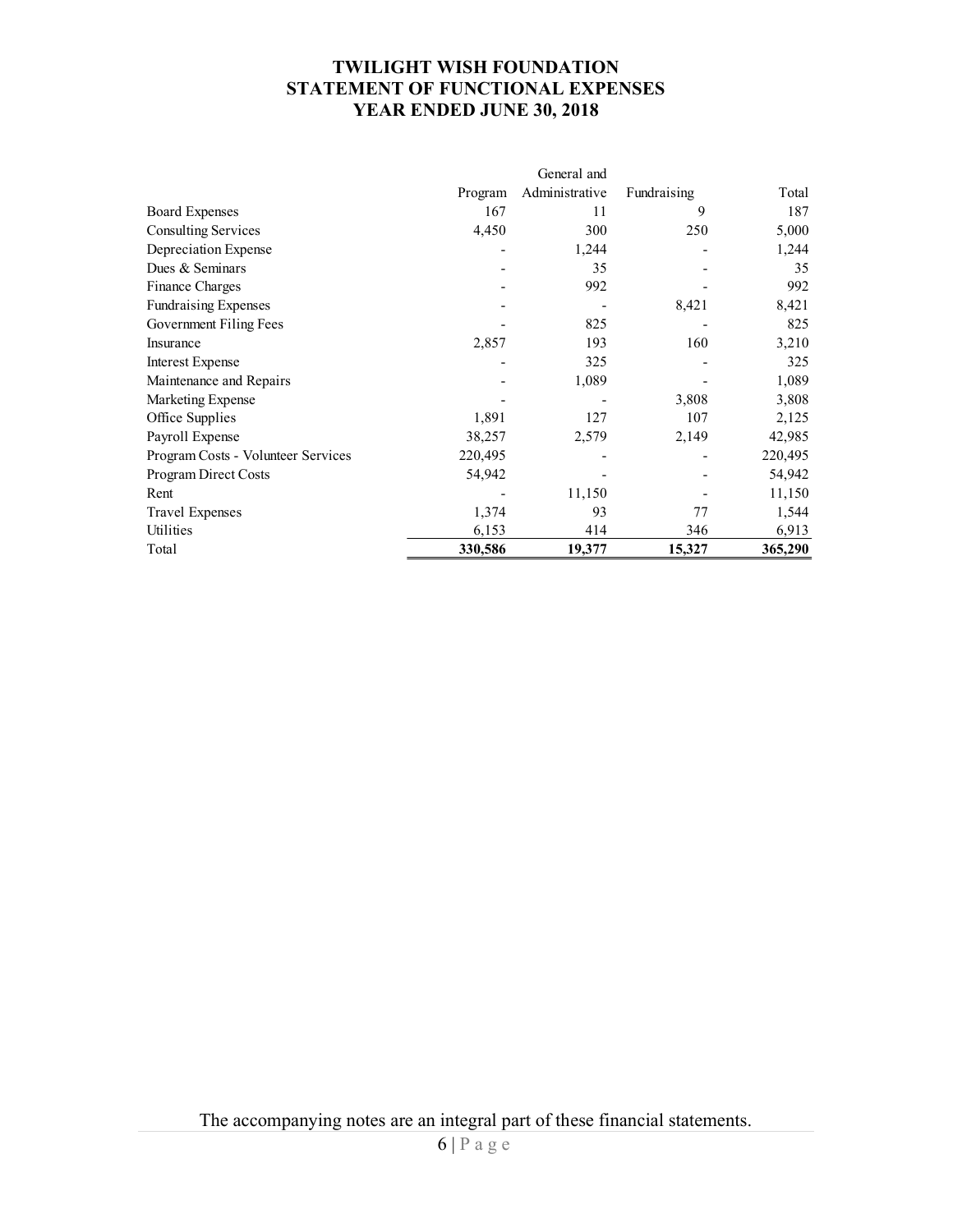# TWILIGHT WISH FOUNDATION
## STATEMENT OF FUNCTIONAL EXPENSES
### YEAR ENDED JUNE 30, 2018

| | Program | General and Administrative | Fundraising | Total |
|---|---|---|---|---|
| Board Expenses | 167 | 11 | 9 | 187 |
| Consulting Services | 4,450 | 300 | 250 | 5,000 |
| Depreciation Expense | - | 1,244 | - | 1,244 |
| Dues & Seminars | - | 35 | - | 35 |
| Finance Charges | - | 992 | - | 992 |
| Fundraising Expenses | - | - | 8,421 | 8,421 |
| Government Filing Fees | - | 825 | - | 825 |
| Insurance | 2,857 | 193 | 160 | 3,210 |
| Interest Expense | - | 325 | - | 325 |
| Maintenance and Repairs | - | 1,089 | - | 1,089 |
| Marketing Expense | - | - | 3,808 | 3,808 |
| Office Supplies | 1,891 | 127 | 107 | 2,125 |
| Payroll Expense | 38,257 | 2,579 | 2,149 | 42,985 |
| Program Costs - Volunteer Services | 220,495 | - | - | 220,495 |
| Program Direct Costs | 54,942 | - | - | 54,942 |
| Rent | - | 11,150 | - | 11,150 |
| Travel Expenses | 1,374 | 93 | 77 | 1,544 |
| Utilities | 6,153 | 414 | 346 | 6,913 |
| Total | **330,586** | **19,377** | **15,327** | **365,290** |

The accompanying notes are an integral part of these financial statements.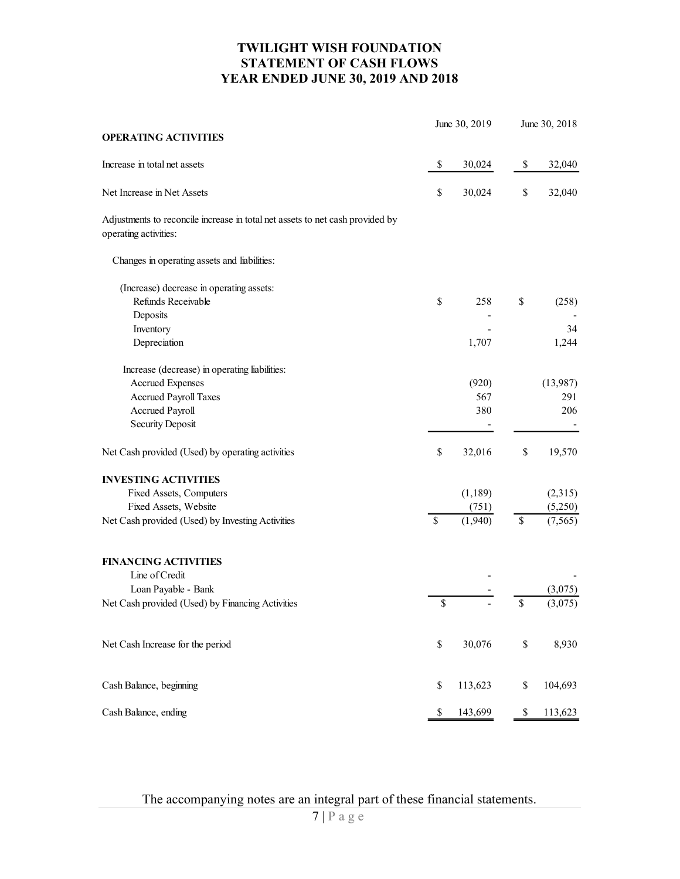# TWILIGHT WISH FOUNDATION
## STATEMENT OF CASH FLOWS
## YEAR ENDED JUNE 30, 2019 AND 2018

| | June 30, 2019 | June 30, 2018 |
|---|---|---|
| **OPERATING ACTIVITIES** | | |
| Increase in total net assets | $ 30,024 | $ 32,040 |
| Net Increase in Net Assets | $ 30,024 | $ 32,040 |
| Adjustments to reconcile increase in total net assets to net cash provided by operating activities: | | |
| Changes in operating assets and liabilities: | | |
| (Increase) decrease in operating assets: | | |
| Refunds Receivable | $ 258 | $ (258) |
| Deposits | - | - |
| Inventory | - | 34 |
| Depreciation | 1,707 | 1,244 |
| Increase (decrease) in operating liabilities: | | |
| Accrued Expenses | (920) | (13,987) |
| Accrued Payroll Taxes | 567 | 291 |
| Accrued Payroll | 380 | 206 |
| Security Deposit | - | - |
| Net Cash provided (Used) by operating activities | $ 32,016 | $ 19,570 |
| **INVESTING ACTIVITIES** | | |
| Fixed Assets, Computers | (1,189) | (2,315) |
| Fixed Assets, Website | (751) | (5,250) |
| Net Cash provided (Used) by Investing Activities | $ (1,940) | $ (7,565) |
| **FINANCING ACTIVITIES** | | |
| Line of Credit | - | - |
| Loan Payable - Bank | - | (3,075) |
| Net Cash provided (Used) by Financing Activities | $ - | $ (3,075) |
| Net Cash Increase for the period | $ 30,076 | $ 8,930 |
| Cash Balance, beginning | $ 113,623 | $ 104,693 |
| Cash Balance, ending | $ 143,699 | $ 113,623 |

The accompanying notes are an integral part of these financial statements.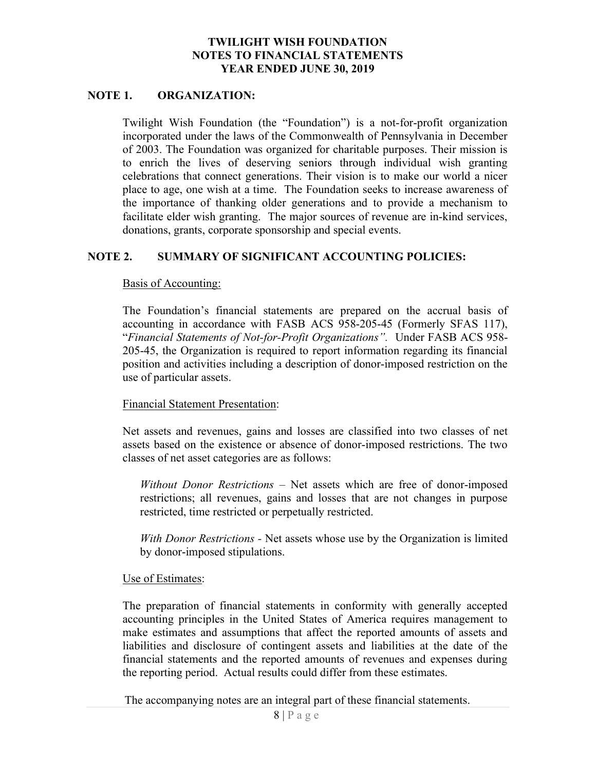# TWILIGHT WISH FOUNDATION
# NOTES TO FINANCIAL STATEMENTS
# YEAR ENDED JUNE 30, 2019

## NOTE 1. ORGANIZATION:

Twilight Wish Foundation (the "Foundation") is a not-for-profit organization incorporated under the laws of the Commonwealth of Pennsylvania in December of 2003. The Foundation was organized for charitable purposes. Their mission is to enrich the lives of deserving seniors through individual wish granting celebrations that connect generations. Their vision is to make our world a nicer place to age, one wish at a time. The Foundation seeks to increase awareness of the importance of thanking older generations and to provide a mechanism to facilitate elder wish granting. The major sources of revenue are in-kind services, donations, grants, corporate sponsorship and special events.

## NOTE 2. SUMMARY OF SIGNIFICANT ACCOUNTING POLICIES:

Basis of Accounting:

The Foundation's financial statements are prepared on the accrual basis of accounting in accordance with FASB ACS 958-205-45 (Formerly SFAS 117), "*Financial Statements of Not-for-Profit Organizations".* Under FASB ACS 958-205-45, the Organization is required to report information regarding its financial position and activities including a description of donor-imposed restriction on the use of particular assets.

Financial Statement Presentation:

Net assets and revenues, gains and losses are classified into two classes of net assets based on the existence or absence of donor-imposed restrictions. The two classes of net asset categories are as follows:

*Without Donor Restrictions* – Net assets which are free of donor-imposed restrictions; all revenues, gains and losses that are not changes in purpose restricted, time restricted or perpetually restricted.

*With Donor Restrictions* - Net assets whose use by the Organization is limited by donor-imposed stipulations.

Use of Estimates:

The preparation of financial statements in conformity with generally accepted accounting principles in the United States of America requires management to make estimates and assumptions that affect the reported amounts of assets and liabilities and disclosure of contingent assets and liabilities at the date of the financial statements and the reported amounts of revenues and expenses during the reporting period. Actual results could differ from these estimates.

The accompanying notes are an integral part of these financial statements.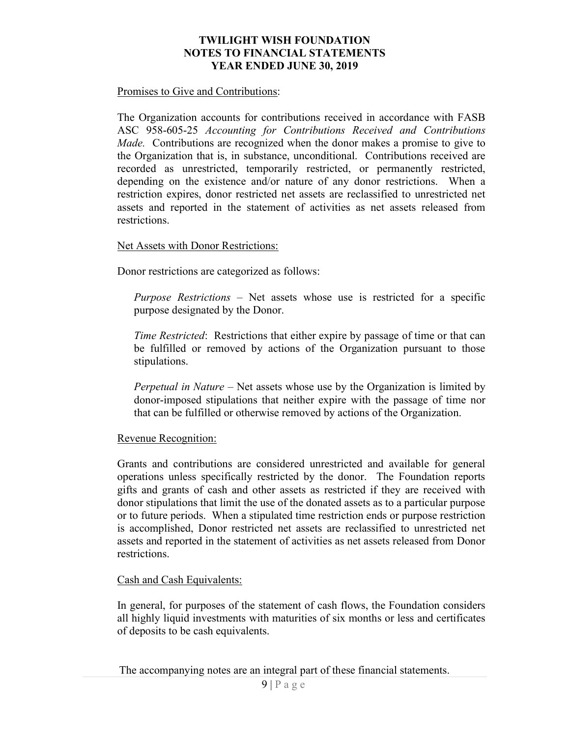Promises to Give and Contributions:

The Organization accounts for contributions received in accordance with FASB ASC 958-605-25 *Accounting for Contributions Received and Contributions Made.* Contributions are recognized when the donor makes a promise to give to the Organization that is, in substance, unconditional. Contributions received are recorded as unrestricted, temporarily restricted, or permanently restricted, depending on the existence and/or nature of any donor restrictions. When a restriction expires, donor restricted net assets are reclassified to unrestricted net assets and reported in the statement of activities as net assets released from restrictions.

Net Assets with Donor Restrictions:

Donor restrictions are categorized as follows:

*Purpose Restrictions* – Net assets whose use is restricted for a specific purpose designated by the Donor.

*Time Restricted*: Restrictions that either expire by passage of time or that can be fulfilled or removed by actions of the Organization pursuant to those stipulations.

*Perpetual in Nature* – Net assets whose use by the Organization is limited by donor-imposed stipulations that neither expire with the passage of time nor that can be fulfilled or otherwise removed by actions of the Organization.

Revenue Recognition:

Grants and contributions are considered unrestricted and available for general operations unless specifically restricted by the donor. The Foundation reports gifts and grants of cash and other assets as restricted if they are received with donor stipulations that limit the use of the donated assets as to a particular purpose or to future periods. When a stipulated time restriction ends or purpose restriction is accomplished, Donor restricted net assets are reclassified to unrestricted net assets and reported in the statement of activities as net assets released from Donor restrictions.

Cash and Cash Equivalents:

In general, for purposes of the statement of cash flows, the Foundation considers all highly liquid investments with maturities of six months or less and certificates of deposits to be cash equivalents.

The accompanying notes are an integral part of these financial statements.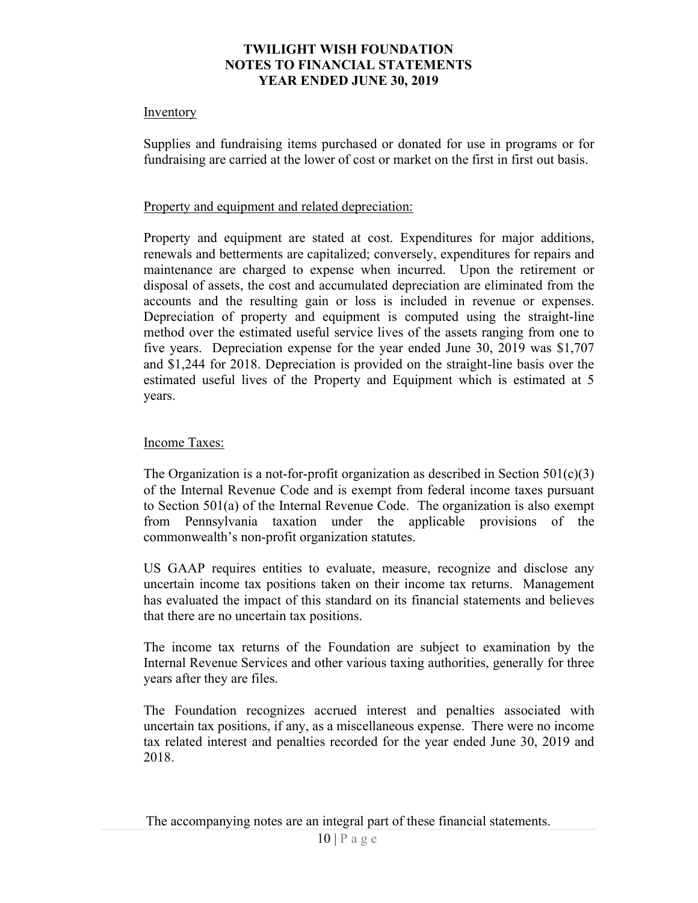Inventory

Supplies and fundraising items purchased or donated for use in programs or for fundraising are carried at the lower of cost or market on the first in first out basis.

Property and equipment and related depreciation:

Property and equipment are stated at cost. Expenditures for major additions, renewals and betterments are capitalized; conversely, expenditures for repairs and maintenance are charged to expense when incurred. Upon the retirement or disposal of assets, the cost and accumulated depreciation are eliminated from the accounts and the resulting gain or loss is included in revenue or expenses. Depreciation of property and equipment is computed using the straight-line method over the estimated useful service lives of the assets ranging from one to five years. Depreciation expense for the year ended June 30, 2019 was $1,707 and $1,244 for 2018. Depreciation is provided on the straight-line basis over the estimated useful lives of the Property and Equipment which is estimated at 5 years.

Income Taxes:

The Organization is a not-for-profit organization as described in Section 501(c)(3) of the Internal Revenue Code and is exempt from federal income taxes pursuant to Section 501(a) of the Internal Revenue Code. The organization is also exempt from Pennsylvania taxation under the applicable provisions of the commonwealth's non-profit organization statutes.

US GAAP requires entities to evaluate, measure, recognize and disclose any uncertain income tax positions taken on their income tax returns. Management has evaluated the impact of this standard on its financial statements and believes that there are no uncertain tax positions.

The income tax returns of the Foundation are subject to examination by the Internal Revenue Services and other various taxing authorities, generally for three years after they are files.

The Foundation recognizes accrued interest and penalties associated with uncertain tax positions, if any, as a miscellaneous expense. There were no income tax related interest and penalties recorded for the year ended June 30, 2019 and 2018.

The accompanying notes are an integral part of these financial statements.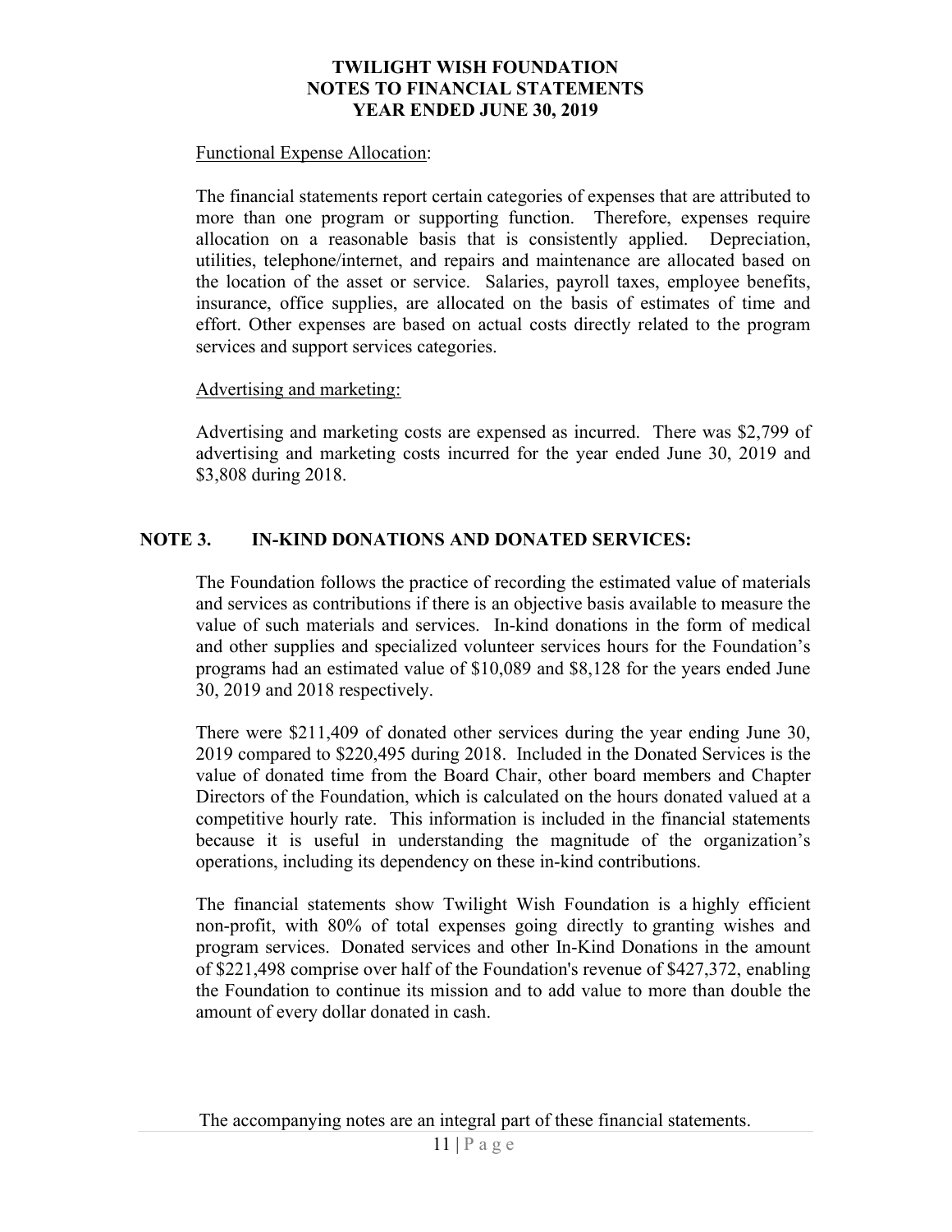Functional Expense Allocation:

The financial statements report certain categories of expenses that are attributed to more than one program or supporting function. Therefore, expenses require allocation on a reasonable basis that is consistently applied. Depreciation, utilities, telephone/internet, and repairs and maintenance are allocated based on the location of the asset or service. Salaries, payroll taxes, employee benefits, insurance, office supplies, are allocated on the basis of estimates of time and effort. Other expenses are based on actual costs directly related to the program services and support services categories.

Advertising and marketing:

Advertising and marketing costs are expensed as incurred. There was $2,799 of advertising and marketing costs incurred for the year ended June 30, 2019 and $3,808 during 2018.

## NOTE 3. IN-KIND DONATIONS AND DONATED SERVICES:

The Foundation follows the practice of recording the estimated value of materials and services as contributions if there is an objective basis available to measure the value of such materials and services. In-kind donations in the form of medical and other supplies and specialized volunteer services hours for the Foundation's programs had an estimated value of $10,089 and $8,128 for the years ended June 30, 2019 and 2018 respectively.

There were $211,409 of donated other services during the year ending June 30, 2019 compared to $220,495 during 2018. Included in the Donated Services is the value of donated time from the Board Chair, other board members and Chapter Directors of the Foundation, which is calculated on the hours donated valued at a competitive hourly rate. This information is included in the financial statements because it is useful in understanding the magnitude of the organization's operations, including its dependency on these in-kind contributions.

The financial statements show Twilight Wish Foundation is a highly efficient non-profit, with 80% of total expenses going directly to granting wishes and program services. Donated services and other In-Kind Donations in the amount of $221,498 comprise over half of the Foundation's revenue of $427,372, enabling the Foundation to continue its mission and to add value to more than double the amount of every dollar donated in cash.

The accompanying notes are an integral part of these financial statements.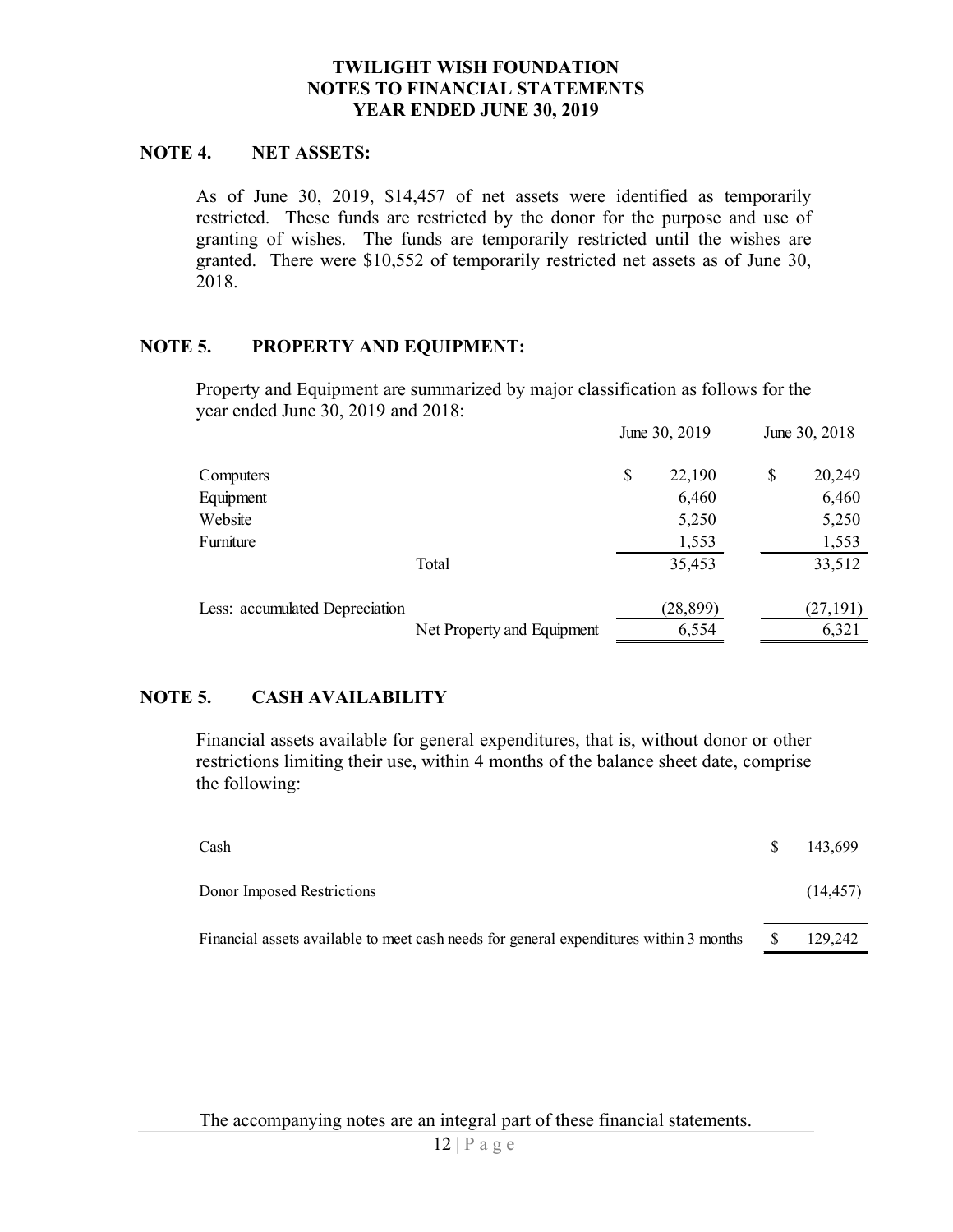# TWILIGHT WISH FOUNDATION
## NOTES TO FINANCIAL STATEMENTS
## YEAR ENDED JUNE 30, 2019

### NOTE 4. NET ASSETS:

As of June 30, 2019, $14,457 of net assets were identified as temporarily restricted. These funds are restricted by the donor for the purpose and use of granting of wishes. The funds are temporarily restricted until the wishes are granted. There were $10,552 of temporarily restricted net assets as of June 30, 2018.

### NOTE 5. PROPERTY AND EQUIPMENT:

Property and Equipment are summarized by major classification as follows for the year ended June 30, 2019 and 2018:

| | | June 30, 2019 | June 30, 2018 |
|---|---|---|---|
| Computers | | $ 22,190 | $ 20,249 |
| Equipment | | 6,460 | 6,460 |
| Website | | 5,250 | 5,250 |
| Furniture | | 1,553 | 1,553 |
| | Total | 35,453 | 33,512 |
| Less: accumulated Depreciation | | (28,899) | (27,191) |
| | Net Property and Equipment | 6,554 | 6,321 |

### NOTE 5. CASH AVAILABILITY

Financial assets available for general expenditures, that is, without donor or other restrictions limiting their use, within 4 months of the balance sheet date, comprise the following:

| | |
|---|---|
| Cash | $ 143,699 |
| Donor Imposed Restrictions | (14,457) |
| Financial assets available to meet cash needs for general expenditures within 3 months | $ 129,242 |

The accompanying notes are an integral part of these financial statements.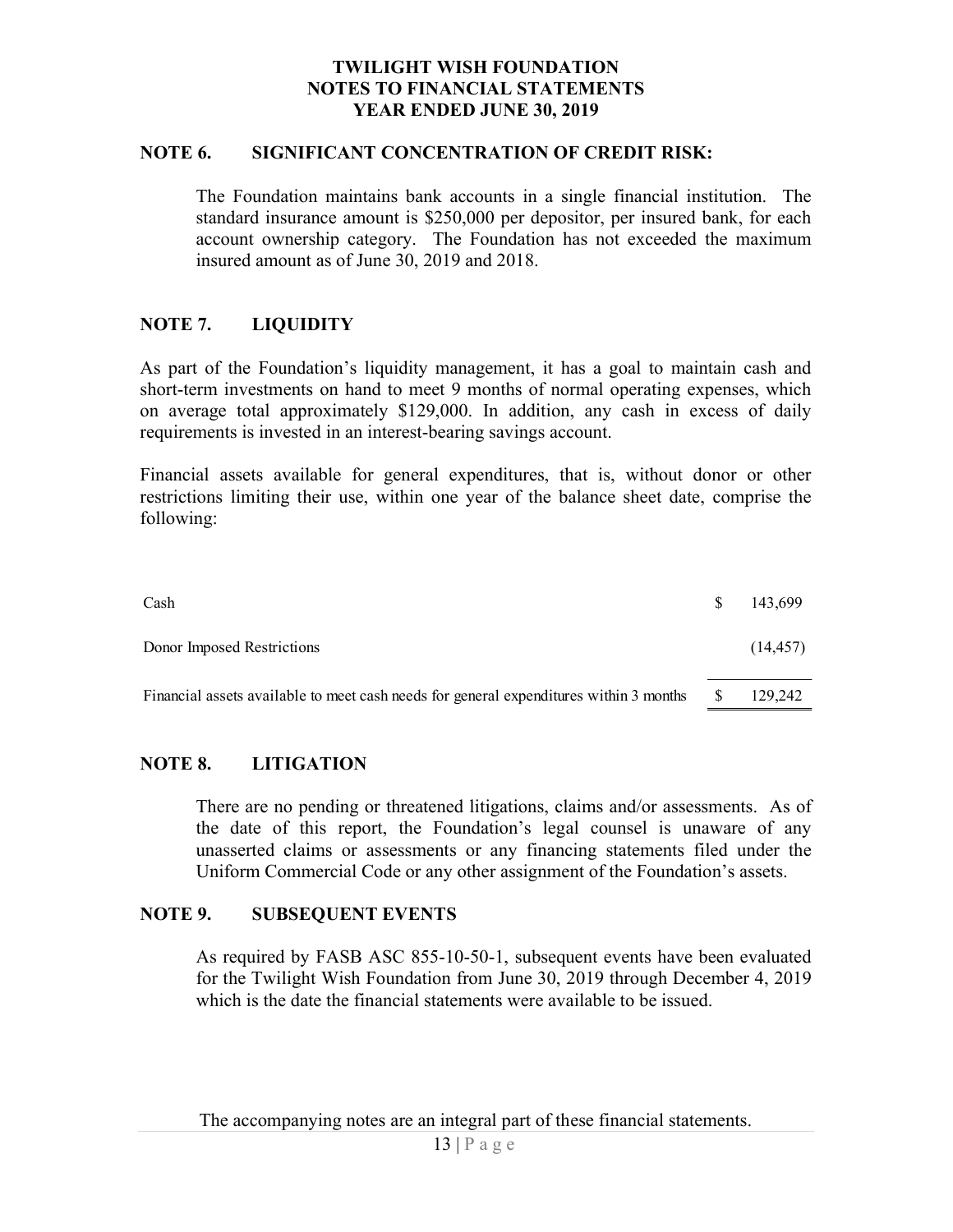# TWILIGHT WISH FOUNDATION
# NOTES TO FINANCIAL STATEMENTS
# YEAR ENDED JUNE 30, 2019

## NOTE 6. SIGNIFICANT CONCENTRATION OF CREDIT RISK:

The Foundation maintains bank accounts in a single financial institution. The standard insurance amount is $250,000 per depositor, per insured bank, for each account ownership category. The Foundation has not exceeded the maximum insured amount as of June 30, 2019 and 2018.

## NOTE 7. LIQUIDITY

As part of the Foundation's liquidity management, it has a goal to maintain cash and short-term investments on hand to meet 9 months of normal operating expenses, which on average total approximately $129,000. In addition, any cash in excess of daily requirements is invested in an interest-bearing savings account.

Financial assets available for general expenditures, that is, without donor or other restrictions limiting their use, within one year of the balance sheet date, comprise the following:

| | | |
|---|---|---|
| Cash | $ | 143,699 |
| Donor Imposed Restrictions | | (14,457) |
| Financial assets available to meet cash needs for general expenditures within 3 months | $ | 129,242 |

## NOTE 8. LITIGATION

There are no pending or threatened litigations, claims and/or assessments. As of the date of this report, the Foundation's legal counsel is unaware of any unasserted claims or assessments or any financing statements filed under the Uniform Commercial Code or any other assignment of the Foundation's assets.

## NOTE 9. SUBSEQUENT EVENTS

As required by FASB ASC 855-10-50-1, subsequent events have been evaluated for the Twilight Wish Foundation from June 30, 2019 through December 4, 2019 which is the date the financial statements were available to be issued.

The accompanying notes are an integral part of these financial statements.